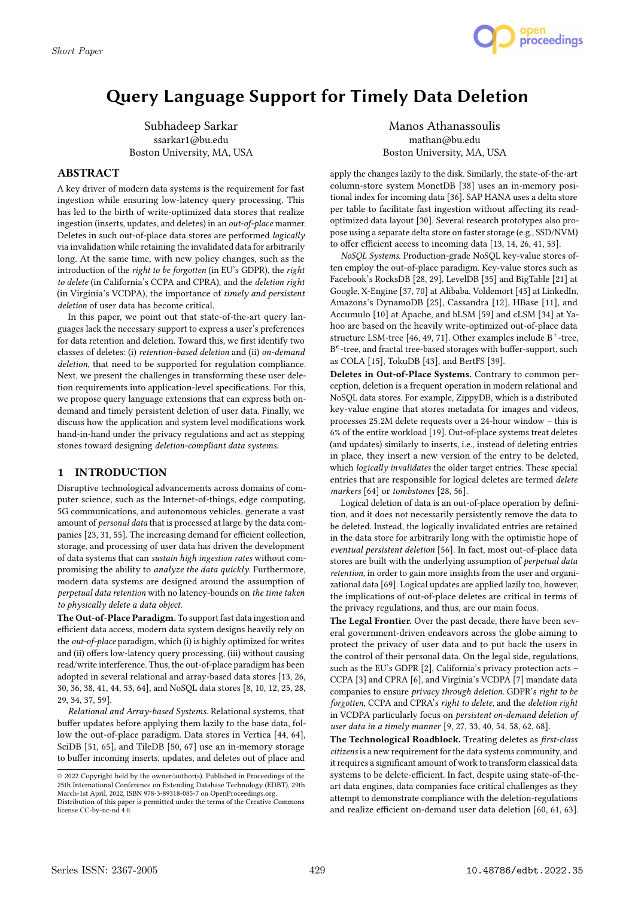Short Paper

# Query Language Support for Timely Data Deletion

Subhadeep Sarkar
ssarkar1@bu.edu
Boston University, MA, USA

Manos Athanassoulis
mathan@bu.edu
Boston University, MA, USA

## ABSTRACT

A key driver of modern data systems is the requirement for fast ingestion while ensuring low-latency query processing. This has led to the birth of write-optimized data stores that realize ingestion (inserts, updates, and deletes) in an *out-of-place* manner. Deletes in such out-of-place data stores are performed *logically* via invalidation while retaining the invalidated data for arbitrarily long. At the same time, with new policy changes, such as the introduction of the *right to be forgotten* (in EU's GDPR), the *right to delete* (in California's CCPA and CPRA), and the *deletion right* (in Virginia's VCDPA), the importance of *timely and persistent deletion* of user data has become critical.

In this paper, we point out that state-of-the-art query languages lack the necessary support to express a user's preferences for data retention and deletion. Toward this, we first identify two classes of deletes: (i) *retention-based deletion* and (ii) *on-demand deletion*, that need to be supported for regulation compliance. Next, we present the challenges in transforming these user deletion requirements into application-level specifications. For this, we propose query language extensions that can express both on-demand and timely persistent deletion of user data. Finally, we discuss how the application and system level modifications work hand-in-hand under the privacy regulations and act as stepping stones toward designing *deletion-compliant data systems*.

## 1 INTRODUCTION

Disruptive technological advancements across domains of computer science, such as the Internet-of-things, edge computing, 5G communications, and autonomous vehicles, generate a vast amount of *personal data* that is processed at large by the data companies [23, 31, 55]. The increasing demand for efficient collection, storage, and processing of user data has driven the development of data systems that can *sustain high ingestion rates* without compromising the ability to *analyze the data quickly*. Furthermore, modern data systems are designed around the assumption of *perpetual data retention* with no latency-bounds on *the time taken to physically delete a data object*.

**The Out-of-Place Paradigm.** To support fast data ingestion and efficient data access, modern data system designs heavily rely on the *out-of-place* paradigm, which (i) is highly optimized for writes and (ii) offers low-latency query processing, (iii) without causing read/write interference. Thus, the out-of-place paradigm has been adopted in several relational and array-based data stores [13, 26, 30, 36, 38, 41, 44, 53, 64], and NoSQL data stores [8, 10, 12, 25, 28, 29, 34, 37, 59].

*Relational and Array-based Systems.* Relational systems, that buffer updates before applying them lazily to the base data, follow the out-of-place paradigm. Data stores in Vertica [44, 64], SciDB [51, 65], and TileDB [50, 67] use an in-memory storage to buffer incoming inserts, updates, and deletes out of place and apply the changes lazily to the disk. Similarly, the state-of-the-art column-store system MonetDB [38] uses an in-memory positional index for incoming data [36]. SAP HANA uses a delta store per table to facilitate fast ingestion without affecting its read-optimized data layout [30]. Several research prototypes also propose using a separate delta store on faster storage (e.g., SSD/NVM) to offer efficient access to incoming data [13, 14, 26, 41, 53].

*NoSQL Systems.* Production-grade NoSQL key-value stores often employ the out-of-place paradigm. Key-value stores such as Facebook's RocksDB [28, 29], LevelDB [35] and BigTable [21] at Google, X-Engine [37, 70] at Alibaba, Voldemort [45] at LinkedIn, Amazons's DynamoDB [25], Cassandra [12], HBase [11], and Accumulo [10] at Apache, and bLSM [59] and cLSM [34] at Yahoo are based on the heavily write-optimized out-of-place data structure LSM-tree [46, 49, 71]. Other examples include $B^+$-tree, $B^\epsilon$-tree, and fractal tree-based storages with buffer-support, such as COLA [15], TokuDB [43], and BεrtFS [39].

**Deletes in Out-of-Place Systems.** Contrary to common perception, deletion is a frequent operation in modern relational and NoSQL data stores. For example, ZippyDB, which is a distributed key-value engine that stores metadata for images and videos, processes 25.2M delete requests over a 24-hour window – this is 6% of the entire workload [19]. Out-of-place systems treat deletes (and updates) similarly to inserts, i.e., instead of deleting entries in place, they insert a new version of the entry to be deleted, which *logically invalidates* the older target entries. These special entries that are responsible for logical deletes are termed *delete markers* [64] or *tombstones* [28, 56].

Logical deletion of data is an out-of-place operation by definition, and it does not necessarily persistently remove the data to be deleted. Instead, the logically invalidated entries are retained in the data store for arbitrarily long with the optimistic hope of *eventual persistent deletion* [56]. In fact, most out-of-place data stores are built with the underlying assumption of *perpetual data retention*, in order to gain more insights from the user and organizational data [69]. Logical updates are applied lazily too, however, the implications of out-of-place deletes are critical in terms of the privacy regulations, and thus, are our main focus.

**The Legal Frontier.** Over the past decade, there have been several government-driven endeavors across the globe aiming to protect the privacy of user data and to put back the users in the control of their personal data. On the legal side, regulations, such as the EU's GDPR [2], California's privacy protection acts – CCPA [3] and CPRA [6], and Virginia's VCDPA [7] mandate data companies to ensure *privacy through deletion*. GDPR's *right to be forgotten*, CCPA and CPRA's *right to delete*, and the *deletion right* in VCDPA particularly focus on *persistent on-demand deletion of user data in a timely manner* [9, 27, 33, 40, 54, 58, 62, 68].

**The Technological Roadblock.** Treating deletes as *first-class citizens* is a new requirement for the data systems community, and it requires a significant amount of work to transform classical data systems to be delete-efficient. In fact, despite using state-of-the-art data engines, data companies face critical challenges as they attempt to demonstrate compliance with the deletion-regulations and realize efficient on-demand user data deletion [60, 61, 63].

© 2022 Copyright held by the owner/author(s). Published in Proceedings of the 25th International Conference on Extending Database Technology (EDBT), 29th March-1st April, 2022, ISBN 978-3-89318-085-7 on OpenProceedings.org. Distribution of this paper is permitted under the terms of the Creative Commons license CC-by-nc-nd 4.0.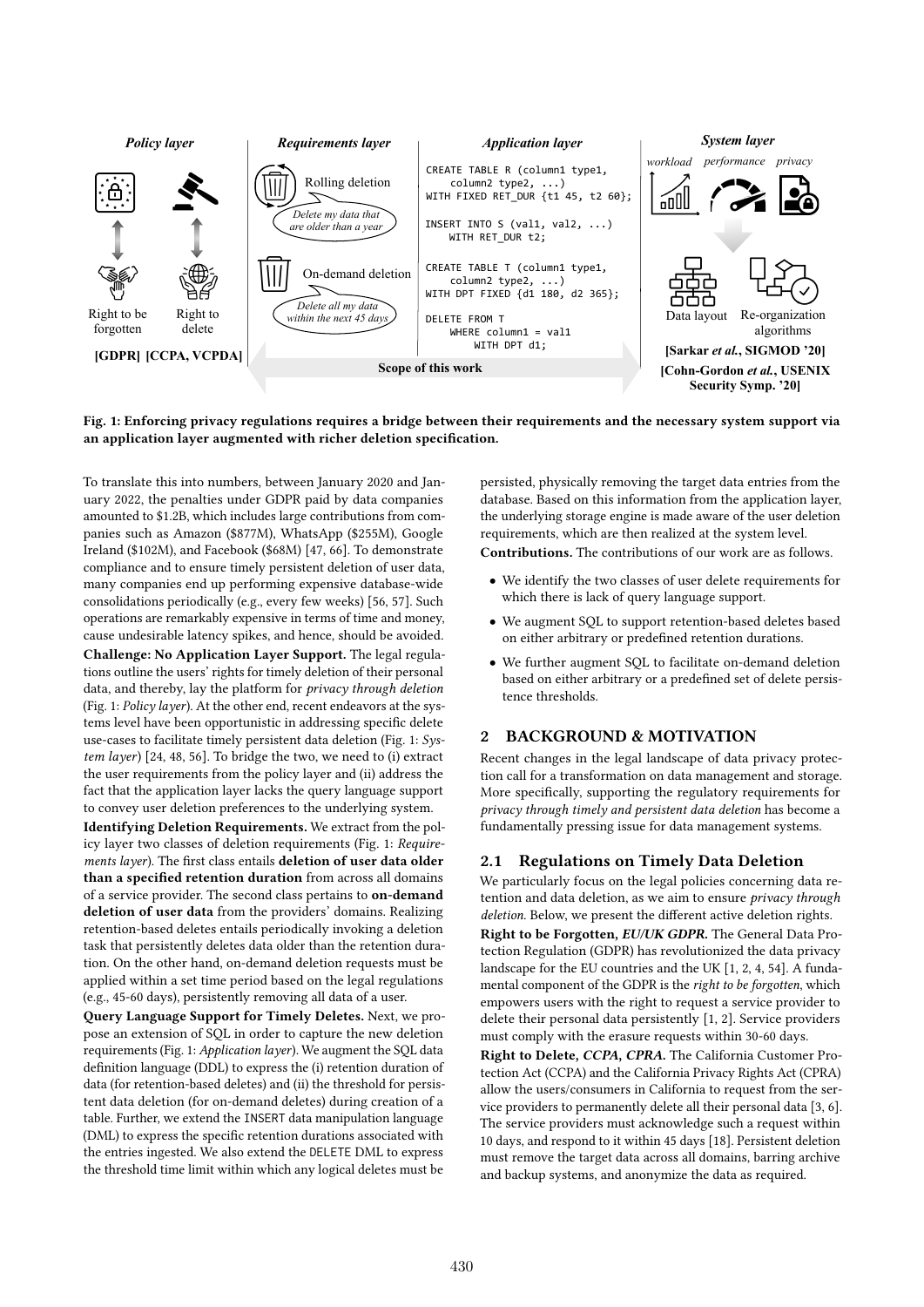```
CREATE TABLE R (column1 type1,
    column2 type2, ...)
WITH FIXED RET_DUR {t1 45, t2 60};

INSERT INTO S (val1, val2, ...)
    WITH RET_DUR t2;

CREATE TABLE T (column1 type1,
    column2 type2, ...)
WITH DPT FIXED {d1 180, d2 365};

DELETE FROM T
    WHERE column1 = val1
        WITH DPT d1;
```

**Fig. 1: Enforcing privacy regulations requires a bridge between their requirements and the necessary system support via an application layer augmented with richer deletion specification.**

To translate this into numbers, between January 2020 and January 2022, the penalties under GDPR paid by data companies amounted to $1.2B, which includes large contributions from companies such as Amazon ($877M), WhatsApp ($255M), Google Ireland ($102M), and Facebook ($68M) [47, 66]. To demonstrate compliance and to ensure timely persistent deletion of user data, many companies end up performing expensive database-wide consolidations periodically (e.g., every few weeks) [56, 57]. Such operations are remarkably expensive in terms of time and money, cause undesirable latency spikes, and hence, should be avoided.

**Challenge: No Application Layer Support.** The legal regulations outline the users' rights for timely deletion of their personal data, and thereby, lay the platform for *privacy through deletion* (Fig. 1: *Policy layer*). At the other end, recent endeavors at the systems level have been opportunistic in addressing specific delete use-cases to facilitate timely persistent data deletion (Fig. 1: *System layer*) [24, 48, 56]. To bridge the two, we need to (i) extract the user requirements from the policy layer and (ii) address the fact that the application layer lacks the query language support to convey user deletion preferences to the underlying system.

**Identifying Deletion Requirements.** We extract from the policy layer two classes of deletion requirements (Fig. 1: *Requirements layer*). The first class entails **deletion of user data older than a specified retention duration** from across all domains of a service provider. The second class pertains to **on-demand deletion of user data** from the providers' domains. Realizing retention-based deletes entails periodically invoking a deletion task that persistently deletes data older than the retention duration. On the other hand, on-demand deletion requests must be applied within a set time period based on the legal regulations (e.g., 45-60 days), persistently removing all data of a user.

**Query Language Support for Timely Deletes.** Next, we propose an extension of SQL in order to capture the new deletion requirements (Fig. 1: *Application layer*). We augment the SQL data definition language (DDL) to express the (i) retention duration of data (for retention-based deletes) and (ii) the threshold for persistent data deletion (for on-demand deletes) during creation of a table. Further, we extend the INSERT data manipulation language (DML) to express the specific retention durations associated with the entries ingested. We also extend the DELETE DML to express the threshold time limit within which any logical deletes must be persisted, physically removing the target data entries from the database. Based on this information from the application layer, the underlying storage engine is made aware of the user deletion requirements, which are then realized at the system level.

**Contributions.** The contributions of our work are as follows.

- We identify the two classes of user delete requirements for which there is lack of query language support.
- We augment SQL to support retention-based deletes based on either arbitrary or predefined retention durations.
- We further augment SQL to facilitate on-demand deletion based on either arbitrary or a predefined set of delete persistence thresholds.

## 2 BACKGROUND & MOTIVATION

Recent changes in the legal landscape of data privacy protection call for a transformation on data management and storage. More specifically, supporting the regulatory requirements for *privacy through timely and persistent data deletion* has become a fundamentally pressing issue for data management systems.

### 2.1 Regulations on Timely Data Deletion

We particularly focus on the legal policies concerning data retention and data deletion, as we aim to ensure *privacy through deletion*. Below, we present the different active deletion rights.

**Right to be Forgotten, *EU/UK GDPR*.** The General Data Protection Regulation (GDPR) has revolutionized the data privacy landscape for the EU countries and the UK [1, 2, 4, 54]. A fundamental component of the GDPR is the *right to be forgotten*, which empowers users with the right to request a service provider to delete their personal data persistently [1, 2]. Service providers must comply with the erasure requests within 30-60 days.

**Right to Delete, *CCPA, CPRA*.** The California Customer Protection Act (CCPA) and the California Privacy Rights Act (CPRA) allow the users/consumers in California to request from the service providers to permanently delete all their personal data [3, 6]. The service providers must acknowledge such a request within 10 days, and respond to it within 45 days [18]. Persistent deletion must remove the target data across all domains, barring archive and backup systems, and anonymize the data as required.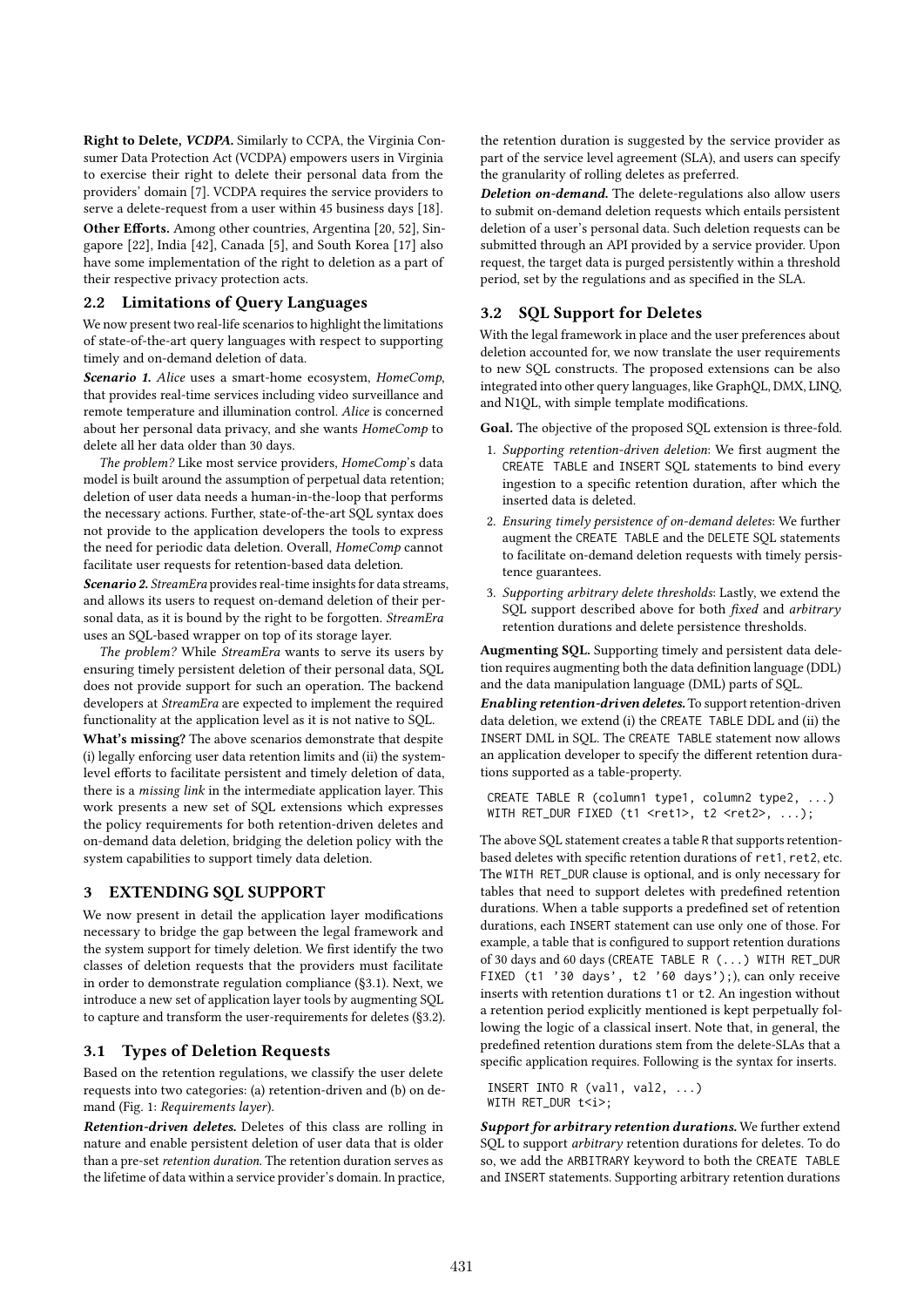**Right to Delete, *VCDPA*.** Similarly to CCPA, the Virginia Consumer Data Protection Act (VCDPA) empowers users in Virginia to exercise their right to delete their personal data from the providers' domain [7]. VCDPA requires the service providers to serve a delete-request from a user within 45 business days [18].

**Other Efforts.** Among other countries, Argentina [20, 52], Singapore [22], India [42], Canada [5], and South Korea [17] also have some implementation of the right to deletion as a part of their respective privacy protection acts.

## 2.2 Limitations of Query Languages

We now present two real-life scenarios to highlight the limitations of state-of-the-art query languages with respect to supporting timely and on-demand deletion of data.

***Scenario 1.*** *Alice* uses a smart-home ecosystem, *HomeComp*, that provides real-time services including video surveillance and remote temperature and illumination control. *Alice* is concerned about her personal data privacy, and she wants *HomeComp* to delete all her data older than 30 days.

*The problem?* Like most service providers, *HomeComp*'s data model is built around the assumption of perpetual data retention; deletion of user data needs a human-in-the-loop that performs the necessary actions. Further, state-of-the-art SQL syntax does not provide to the application developers the tools to express the need for periodic data deletion. Overall, *HomeComp* cannot facilitate user requests for retention-based data deletion.

***Scenario 2.*** *StreamEra* provides real-time insights for data streams, and allows its users to request on-demand deletion of their personal data, as it is bound by the right to be forgotten. *StreamEra* uses an SQL-based wrapper on top of its storage layer.

*The problem?* While *StreamEra* wants to serve its users by ensuring timely persistent deletion of their personal data, SQL does not provide support for such an operation. The backend developers at *StreamEra* are expected to implement the required functionality at the application level as it is not native to SQL.

**What's missing?** The above scenarios demonstrate that despite (i) legally enforcing user data retention limits and (ii) the system-level efforts to facilitate persistent and timely deletion of data, there is a *missing link* in the intermediate application layer. This work presents a new set of SQL extensions which expresses the policy requirements for both retention-driven deletes and on-demand data deletion, bridging the deletion policy with the system capabilities to support timely data deletion.

# 3 EXTENDING SQL SUPPORT

We now present in detail the application layer modifications necessary to bridge the gap between the legal framework and the system support for timely deletion. We first identify the two classes of deletion requests that the providers must facilitate in order to demonstrate regulation compliance (§3.1). Next, we introduce a new set of application layer tools by augmenting SQL to capture and transform the user-requirements for deletes (§3.2).

## 3.1 Types of Deletion Requests

Based on the retention regulations, we classify the user delete requests into two categories: (a) retention-driven and (b) on demand (Fig. 1: *Requirements layer*).

***Retention-driven deletes.*** Deletes of this class are rolling in nature and enable persistent deletion of user data that is older than a pre-set *retention duration*. The retention duration serves as the lifetime of data within a service provider's domain. In practice, the retention duration is suggested by the service provider as part of the service level agreement (SLA), and users can specify the granularity of rolling deletes as preferred.

***Deletion on-demand.*** The delete-regulations also allow users to submit on-demand deletion requests which entails persistent deletion of a user's personal data. Such deletion requests can be submitted through an API provided by a service provider. Upon request, the target data is purged persistently within a threshold period, set by the regulations and as specified in the SLA.

## 3.2 SQL Support for Deletes

With the legal framework in place and the user preferences about deletion accounted for, we now translate the user requirements to new SQL constructs. The proposed extensions can be also integrated into other query languages, like GraphQL, DMX, LINQ, and N1QL, with simple template modifications.

**Goal.** The objective of the proposed SQL extension is three-fold.

1. *Supporting retention-driven deletion*: We first augment the `CREATE TABLE` and `INSERT` SQL statements to bind every ingestion to a specific retention duration, after which the inserted data is deleted.
2. *Ensuring timely persistence of on-demand deletes*: We further augment the `CREATE TABLE` and the `DELETE` SQL statements to facilitate on-demand deletion requests with timely persistence guarantees.
3. *Supporting arbitrary delete thresholds*: Lastly, we extend the SQL support described above for both *fixed* and *arbitrary* retention durations and delete persistence thresholds.

**Augmenting SQL.** Supporting timely and persistent data deletion requires augmenting both the data definition language (DDL) and the data manipulation language (DML) parts of SQL.

***Enabling retention-driven deletes.*** To support retention-driven data deletion, we extend (i) the `CREATE TABLE` DDL and (ii) the `INSERT` DML in SQL. The `CREATE TABLE` statement now allows an application developer to specify the different retention durations supported as a table-property.

```
CREATE TABLE R (column1 type1, column2 type2, ...)
WITH RET_DUR FIXED (t1 <ret1>, t2 <ret2>, ...);
```

The above SQL statement creates a table `R` that supports retention-based deletes with specific retention durations of `ret1`, `ret2`, etc. The `WITH RET_DUR` clause is optional, and is only necessary for tables that need to support deletes with predefined retention durations. When a table supports a predefined set of retention durations, each `INSERT` statement can use only one of those. For example, a table that is configured to support retention durations of 30 days and 60 days (`CREATE TABLE R (...) WITH RET_DUR FIXED (t1 '30 days', t2 '60 days');`), can only receive inserts with retention durations `t1` or `t2`. An ingestion without a retention period explicitly mentioned is kept perpetually following the logic of a classical insert. Note that, in general, the predefined retention durations stem from the delete-SLAs that a specific application requires. Following is the syntax for inserts.

```
INSERT INTO R (val1, val2, ...)
WITH RET_DUR t<i>;
```

***Support for arbitrary retention durations.*** We further extend SQL to support *arbitrary* retention durations for deletes. To do so, we add the `ARBITRARY` keyword to both the `CREATE TABLE` and `INSERT` statements. Supporting arbitrary retention durations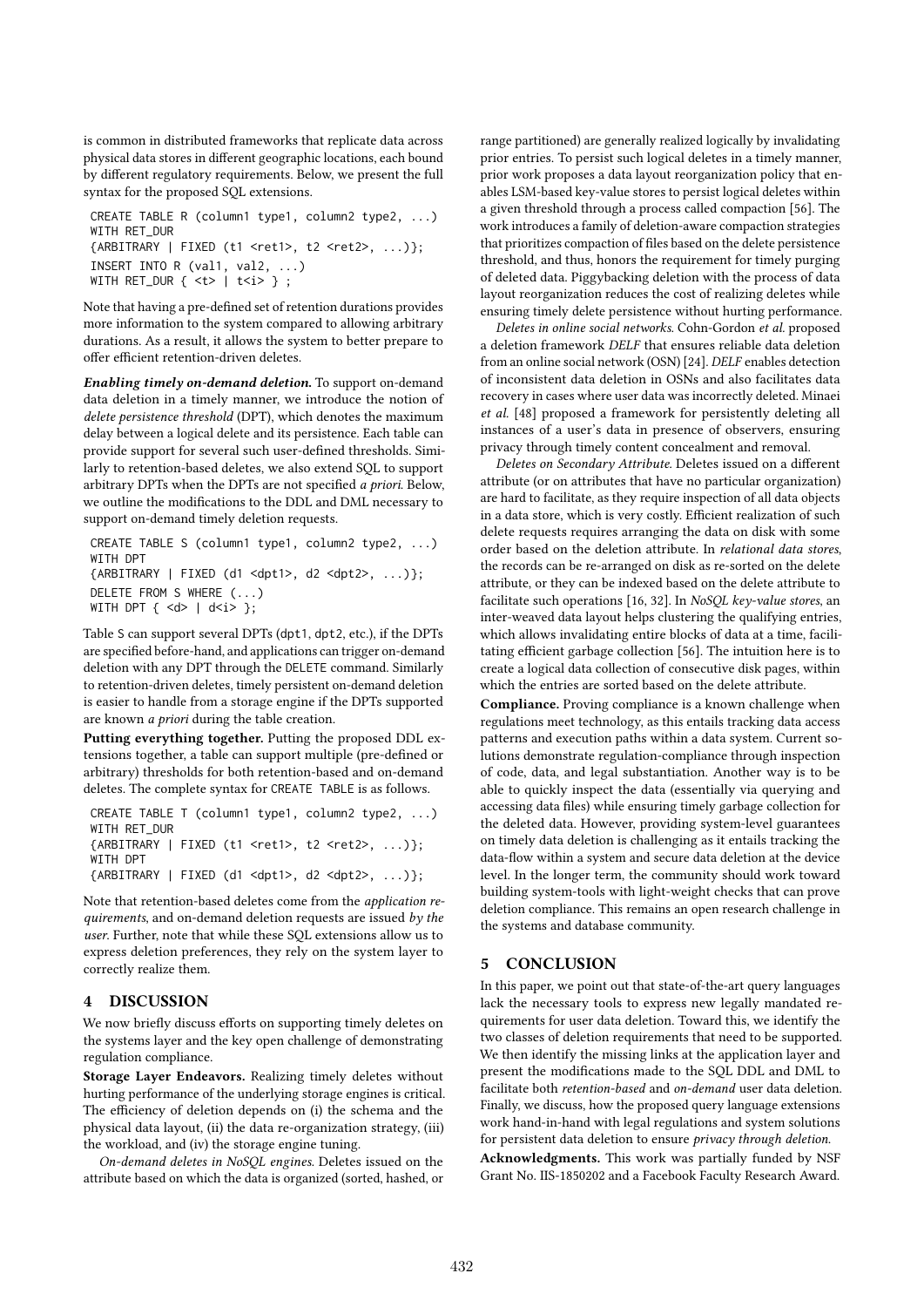is common in distributed frameworks that replicate data across physical data stores in different geographic locations, each bound by different regulatory requirements. Below, we present the full syntax for the proposed SQL extensions.

```
CREATE TABLE R (column1 type1, column2 type2, ...)
WITH RET_DUR
{ARBITRARY | FIXED (t1 <ret1>, t2 <ret2>, ...)};
INSERT INTO R (val1, val2, ...)
WITH RET_DUR { <t> | t<i> } ;
```

Note that having a pre-defined set of retention durations provides more information to the system compared to allowing arbitrary durations. As a result, it allows the system to better prepare to offer efficient retention-driven deletes.

***Enabling timely on-demand deletion.*** To support on-demand data deletion in a timely manner, we introduce the notion of *delete persistence threshold* (DPT), which denotes the maximum delay between a logical delete and its persistence. Each table can provide support for several such user-defined thresholds. Similarly to retention-based deletes, we also extend SQL to support arbitrary DPTs when the DPTs are not specified *a priori*. Below, we outline the modifications to the DDL and DML necessary to support on-demand timely deletion requests.

```
CREATE TABLE S (column1 type1, column2 type2, ...)
WITH DPT
{ARBITRARY | FIXED (d1 <dpt1>, d2 <dpt2>, ...)};
DELETE FROM S WHERE (...)
WITH DPT { <d> | d<i> };
```

Table S can support several DPTs (dpt1, dpt2, etc.), if the DPTs are specified before-hand, and applications can trigger on-demand deletion with any DPT through the DELETE command. Similarly to retention-driven deletes, timely persistent on-demand deletion is easier to handle from a storage engine if the DPTs supported are known *a priori* during the table creation.

**Putting everything together.** Putting the proposed DDL extensions together, a table can support multiple (pre-defined or arbitrary) thresholds for both retention-based and on-demand deletes. The complete syntax for CREATE TABLE is as follows.

```
CREATE TABLE T (column1 type1, column2 type2, ...)
WITH RET_DUR
{ARBITRARY | FIXED (t1 <ret1>, t2 <ret2>, ...)};
WITH DPT
{ARBITRARY | FIXED (d1 <dpt1>, d2 <dpt2>, ...)};
```

Note that retention-based deletes come from the *application requirements*, and on-demand deletion requests are issued *by the user*. Further, note that while these SQL extensions allow us to express deletion preferences, they rely on the system layer to correctly realize them.

## 4 DISCUSSION

We now briefly discuss efforts on supporting timely deletes on the systems layer and the key open challenge of demonstrating regulation compliance.

**Storage Layer Endeavors.** Realizing timely deletes without hurting performance of the underlying storage engines is critical. The efficiency of deletion depends on (i) the schema and the physical data layout, (ii) the data re-organization strategy, (iii) the workload, and (iv) the storage engine tuning.

*On-demand deletes in NoSQL engines.* Deletes issued on the attribute based on which the data is organized (sorted, hashed, or range partitioned) are generally realized logically by invalidating prior entries. To persist such logical deletes in a timely manner, prior work proposes a data layout reorganization policy that enables LSM-based key-value stores to persist logical deletes within a given threshold through a process called compaction [56]. The work introduces a family of deletion-aware compaction strategies that prioritizes compaction of files based on the delete persistence threshold, and thus, honors the requirement for timely purging of deleted data. Piggybacking deletion with the process of data layout reorganization reduces the cost of realizing deletes while ensuring timely delete persistence without hurting performance.

*Deletes in online social networks.* Cohn-Gordon *et al.* proposed a deletion framework *DELF* that ensures reliable data deletion from an online social network (OSN) [24]. *DELF* enables detection of inconsistent data deletion in OSNs and also facilitates data recovery in cases where user data was incorrectly deleted. Minaei *et al.* [48] proposed a framework for persistently deleting all instances of a user's data in presence of observers, ensuring privacy through timely content concealment and removal.

*Deletes on Secondary Attribute.* Deletes issued on a different attribute (or on attributes that have no particular organization) are hard to facilitate, as they require inspection of all data objects in a data store, which is very costly. Efficient realization of such delete requests requires arranging the data on disk with some order based on the deletion attribute. In *relational data stores*, the records can be re-arranged on disk as re-sorted on the delete attribute, or they can be indexed based on the delete attribute to facilitate such operations [16, 32]. In *NoSQL key-value stores*, an inter-weaved data layout helps clustering the qualifying entries, which allows invalidating entire blocks of data at a time, facilitating efficient garbage collection [56]. The intuition here is to create a logical data collection of consecutive disk pages, within which the entries are sorted based on the delete attribute.

**Compliance.** Proving compliance is a known challenge when regulations meet technology, as this entails tracking data access patterns and execution paths within a data system. Current solutions demonstrate regulation-compliance through inspection of code, data, and legal substantiation. Another way is to be able to quickly inspect the data (essentially via querying and accessing data files) while ensuring timely garbage collection for the deleted data. However, providing system-level guarantees on timely data deletion is challenging as it entails tracking the data-flow within a system and secure data deletion at the device level. In the longer term, the community should work toward building system-tools with light-weight checks that can prove deletion compliance. This remains an open research challenge in the systems and database community.

## 5 CONCLUSION

In this paper, we point out that state-of-the-art query languages lack the necessary tools to express new legally mandated requirements for user data deletion. Toward this, we identify the two classes of deletion requirements that need to be supported. We then identify the missing links at the application layer and present the modifications made to the SQL DDL and DML to facilitate both *retention-based* and *on-demand* user data deletion. Finally, we discuss, how the proposed query language extensions work hand-in-hand with legal regulations and system solutions for persistent data deletion to ensure *privacy through deletion*.

**Acknowledgments.** This work was partially funded by NSF Grant No. IIS-1850202 and a Facebook Faculty Research Award.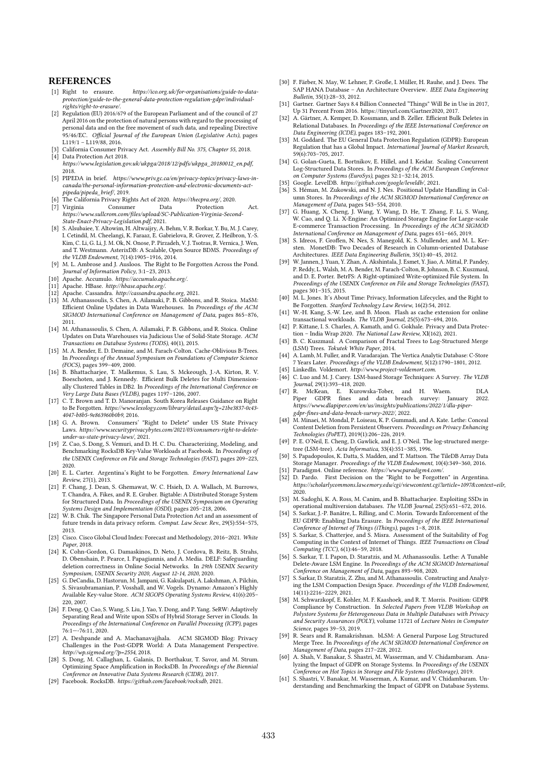# REFERENCES

[1] Right to erasure. *https://ico.org.uk/for-organisations/guide-to-data-protection/guide-to-the-general-data-protection-regulation-gdpr/individual-rights/right-to-erasure/*.

[2] Regulation (EU) 2016/679 of the European Parliament and of the council of 27 April 2016 on the protection of natural persons with regard to the processing of personal data and on the free movement of such data, and repealing Directive 95/46/EC. *Official Journal of the European Union (Legislative Acts)*, pages L119/1 – L119/88, 2016.

[3] California Consumer Privacy Act. *Assembly Bill No. 375, Chapter 55*, 2018.

[4] Data Protection Act 2018. *https://www.legislation.gov.uk/ukpga/2018/12/pdfs/ukpga_20180012_en.pdf*, 2018.

[5] PIPEDA in brief. *https://www.priv.gc.ca/en/privacy-topics/privacy-laws-in-canada/the-personal-information-protection-and-electronic-documents-act-pipeda/pipeda_brief/*, 2019.

[6] The California Privacy Rights Act of 2020. *https://thecpra.org/*, 2020.

[7] Virginia Consumer Data Protection Act. *https://www.sullcrom.com/files/upload/SC-Publication-Virginia-Second-State-Enact-Privacy-Legislation.pdf*, 2021.

[8] S. Alsubaiee, Y. Altowim, H. Altwaijry, A. Behm, V. R. Borkar, Y. Bu, M. J. Carey, I. Cetindil, M. Cheelangi, K. Faraaz, E. Gabrielova, R. Grover, Z. Heilbron, Y.-S. Kim, C. Li, G. Li, J. M. Ok, N. Onose, P. Pirzadeh, V. J. Tsotras, R. Vernica, J. Wen, and T. Westmann. AsterixDB: A Scalable, Open Source BDMS. *Proceedings of the VLDB Endowment*, 7(14):1905–1916, 2014.

[9] M. L. Ambrose and J. Ausloos. The Right to Be Forgotten Across the Pond. *Journal of Information Policy*, 3:1–23, 2013.

[10] Apache. Accumulo. *https://accumulo.apache.org/*.

[11] Apache. HBase. *http://hbase.apache.org/*.

[12] Apache. Cassandra. *http://cassandra.apache.org*, 2021.

[13] M. Athanassoulis, S. Chen, A. Ailamaki, P. B. Gibbons, and R. Stoica. MaSM: Efficient Online Updates in Data Warehouses. In *Proceedings of the ACM SIGMOD International Conference on Management of Data*, pages 865–876, 2011.

[14] M. Athanassoulis, S. Chen, A. Ailamaki, P. B. Gibbons, and R. Stoica. Online Updates on Data Warehouses via Judicious Use of Solid-State Storage. *ACM Transactions on Database Systems (TODS)*, 40(1), 2015.

[15] M. A. Bender, E. D. Demaine, and M. Farach-Colton. Cache-Oblivious B-Trees. In *Proceedings of the Annual Symposium on Foundations of Computer Science (FOCS)*, pages 399–409, 2000.

[16] B. Bhattacharjee, T. Malkemus, S. Lau, S. Mckeough, J.-A. Kirton, R. V. Boeschoten, and J. Kennedy. Efficient Bulk Deletes for Multi Dimensionally Clustered Tables in DB2. In *Proceedings of the International Conference on Very Large Data Bases (VLDB)*, pages 1197–1206, 2007.

[17] C. T. Brown and T. D. Manoranjan. South Korea Releases Guidance on Right to Be Forgotten. *https://www.lexology.com/library/detail.aspx?g=21be3837-0c43-4047-b8b5-9e863960b0b9*, 2016.

[18] G. A. Brown. Consumers' "Right to Delete" under US State Privacy Laws. *https://www.securityprivacybytes.com/2021/03/consumers-right-to-delete-under-us-state-privacy-laws/*, 2021.

[19] Z. Cao, S. Dong, S. Vemuri, and D. H. C. Du. Characterizing, Modeling, and Benchmarking RocksDB Key-Value Workloads at Facebook. In *Proceedings of the USENIX Conference on File and Storage Technologies (FAST)*, pages 209–223, 2020.

[20] E. L. Carter. Argentina's Right to be Forgotten. *Emory International Law Review*, 27(1), 2013.

[21] F. Chang, J. Dean, S. Ghemawat, W. C. Hsieh, D. A. Wallach, M. Burrows, T. Chandra, A. Fikes, and R. E. Gruber. Bigtable: A Distributed Storage System for Structured Data. In *Proceedings of the USENIX Symposium on Operating Systems Design and Implementation (OSDI)*, pages 205–218, 2006.

[22] W. B. Chik. The Singapore Personal Data Protection Act and an assessment of future trends in data privacy reform. *Comput. Law Secur. Rev.*, 29(5):554–575, 2013.

[23] Cisco. Cisco Global Cloud Index: Forecast and Methodology, 2016–2021. *White Paper*, 2018.

[24] K. Cohn-Gordon, G. Damaskinos, D. Neto, J. Cordova, B. Reitz, B. Strahs, D. Obenshain, P. Pearce, I. Papagiannis, and A. Media. DELF: Safeguarding deletion correctness in Online Social Networks. In *29th USENIX Security Symposium, USENIX Security 2020, August 12-14, 2020*, 2020.

[25] G. DeCandia, D. Hastorun, M. Jampani, G. Kakulapati, A. Lakshman, A. Pilchin, S. Sivasubramanian, P. Vosshall, and W. Vogels. Dynamo: Amazon's Highly Available Key-value Store. *ACM SIGOPS Operating Systems Review*, 41(6):205–220, 2007.

[26] F. Deng, Q. Cao, S. Wang, S. Liu, J. Yao, Y. Dong, and P. Yang. SeRW: Adaptively Separating Read and Write upon SSDs of Hybrid Storage Server in Clouds. In *Proceedings of the International Conference on Parallel Processing (ICPP)*, pages 76:1—-76:11, 2020.

[27] A. Deshpande and A. Machanavajjhala. ACM SIGMOD Blog: Privacy Challenges in the Post-GDPR World: A Data Management Perspective. *http://wp.sigmod.org/?p=2554*, 2018.

[28] S. Dong, M. Callaghan, L. Galanis, D. Borthakur, T. Savor, and M. Strum. Optimizing Space Amplification in RocksDB. In *Proceedings of the Biennial Conference on Innovative Data Systems Research (CIDR)*, 2017.

[29] Facebook. RocksDB. *https://github.com/facebook/rocksdb*, 2021.

[30] F. Färber, N. May, W. Lehner, P. Große, I. Müller, H. Rauhe, and J. Dees. The SAP HANA Database – An Architecture Overview. *IEEE Data Engineering Bulletin*, 35(1):28–33, 2012.

[31] Gartner. Gartner Says 8.4 Billion Connected "Things" Will Be in Use in 2017, Up 31 Percent From 2016. https://tinyurl.com/Gartner2020, 2017.

[32] A. Gärtner, A. Kemper, D. Kossmann, and B. Zeller. Efficient Bulk Deletes in Relational Databases. In *Proceedings of the IEEE International Conference on Data Engineering (ICDE)*, pages 183–192, 2001.

[33] M. Goddard. The EU General Data Protection Regulation (GDPR): European Regulation that has a Global Impact. *International Journal of Market Research*, 59(6):703–705, 2017.

[34] G. Golan-Gueta, E. Bortnikov, E. Hillel, and I. Keidar. Scaling Concurrent Log-Structured Data Stores. In *Proceedings of the ACM European Conference on Computer Systems (EuroSys)*, pages 32:1–32:14, 2015.

[35] Google. LevelDB. *https://github.com/google/leveldb/*, 2021.

[36] S. Héman, M. Zukowski, and N. J. Nes. Positional Update Handling in Column Stores. In *Proceedings of the ACM SIGMOD International Conference on Management of Data*, pages 543–554, 2010.

[37] G. Huang, X. Cheng, J. Wang, Y. Wang, D. He, T. Zhang, F. Li, S. Wang, W. Cao, and Q. Li. X-Engine: An Optimized Storage Engine for Large-scale E-commerce Transaction Processing. In *Proceedings of the ACM SIGMOD International Conference on Management of Data*, pages 651–665, 2019.

[38] S. Idreos, F. Groffen, N. Nes, S. Manegold, K. S. Mullender, and M. L. Kersten. MonetDB: Two Decades of Research in Column-oriented Database Architectures. *IEEE Data Engineering Bulletin*, 35(1):40–45, 2012.

[39] W. Jannen, J. Yuan, Y. Zhan, A. Akshintala, J. Esmet, Y. Jiao, A. Mittal, P. Pandey, P. Reddy, L. Walsh, M. A. Bender, M. Farach-Colton, R. Johnson, B. C. Kuszmaul, and D. E. Porter. BetrFS: A Right-optimized Write-optimized File System. In *Proceedings of the USENIX Conference on File and Storage Technologies (FAST)*, pages 301–315, 2015.

[40] M. L. Jones. It's About Time: Privacy, Information Lifecycles, and the Right to Be Forgotten. *Stanford Technology Law Review*, 16(2):54, 2012.

[41] W.-H. Kang, S.-W. Lee, and B. Moon. Flash as cache extension for online transactional workloads. *The VLDB Journal*, 25(5):673–694, 2016.

[42] P. Kittane, I. S. Charles, A. Kamath, and G. Gokhale. Privacy and Data Protection – India Wrap 2020. *The National Law Review*, XI(162), 2021.

[43] B. C. Kuszmaul. A Comparison of Fractal Trees to Log-Structured Merge (LSM) Trees. *Tokutek White Paper*, 2014.

[44] A. Lamb, M. Fuller, and R. Varadarajan. The Vertica Analytic Database: C-Store 7 Years Later. *Proceedings of the VLDB Endowment*, 5(12):1790–1801, 2012.

[45] LinkedIn. Voldemort. *http://www.project-voldemort.com*.

[46] C. Luo and M. J. Carey. LSM-based Storage Techniques: A Survey. *The VLDB Journal*, 29(1):393–418, 2020.

[47] R. McKean, E. Kurowska-Tober, and H. Waem. DLA Piper GDPR fines and data breach survey: January 2022. *https://www.dlapiper.com/en/us/insights/publications/2022/1/dla-piper-gdpr-fines-and-data-breach-survey-2022/*, 2022.

[48] M. Minaei, M. Mondal, P. Loiseau, K. P. Gummadi, and A. Kate. Lethe: Conceal Content Deletion from Persistent Observers. *Proceedings on Privacy Enhancing Technologies (PoPET)*, 2019(1):206–226, 2019.

[49] P. E. O'Neil, E. Cheng, D. Gawlick, and E. J. O'Neil. The log-structured merge-tree (LSM-tree). *Acta Informatica*, 33(4):351–385, 1996.

[50] S. Papadopoulos, K. Datta, S. Madden, and T. Mattson. The TileDB Array Data Storage Manager. *Proceedings of the VLDB Endowment*, 10(4):349–360, 2016.

[51] Paradigm4. Online reference. *https://www.paradigm4.com/*.

[52] D. Pardo. First Decision on the "Right to be Forgotten" in Argentina. *https://scholarlycommons.law.emory.edu/cgi/viewcontent.cgi?article=1097&context=eilr*, 2020.

[53] M. Sadoghi, K. A. Ross, M. Canim, and B. Bhattacharjee. Exploiting SSDs in operational multiversion databases. *The VLDB Journal*, 25(5):651–672, 2016.

[54] S. Sarkar, J.-P. Banâtre, L. Rilling, and C. Morin. Towards Enforcement of the EU GDPR: Enabling Data Erasure. In *Proceedings of the IEEE International Conference of Internet of Things (iThings)*, pages 1–8, 2018.

[55] S. Sarkar, S. Chatterjee, and S. Misra. Assessment of the Suitability of Fog Computing in the Context of Internet of Things. *IEEE Transactions on Cloud Computing (TCC)*, 6(1):46–59, 2018.

[56] S. Sarkar, T. I. Papon, D. Staratzis, and M. Athanassoulis. Lethe: A Tunable Delete-Aware LSM Engine. In *Proceedings of the ACM SIGMOD International Conference on Management of Data*, pages 893–908, 2020.

[57] S. Sarkar, D. Staratzis, Z. Zhu, and M. Athanassoulis. Constructing and Analyzing the LSM Compaction Design Space. *Proceedings of the VLDB Endowment*, 14(11):2216–2229, 2021.

[58] M. Schwarzkopf, E. Kohler, M. F. Kaashoek, and R. T. Morris. Position: GDPR Compliance by Construction. In *Selected Papers from VLDB Workshop on Polystore Systems for Heterogeneous Data in Multiple Databases with Privacy and Security Assurances (POLY)*, volume 11721 of *Lecture Notes in Computer Science*, pages 39–53, 2019.

[59] R. Sears and R. Ramakrishnan. bLSM: A General Purpose Log Structured Merge Tree. In *Proceedings of the ACM SIGMOD International Conference on Management of Data*, pages 217–228, 2012.

[60] A. Shah, V. Banakar, S. Shastri, M. Wasserman, and V. Chidambaram. Analyzing the Impact of GDPR on Storage Systems. In *Proceedings of the USENIX Conference on Hot Topics in Storage and File Systems (HotStorage)*, 2019.

[61] S. Shastri, V. Banakar, M. Wasserman, A. Kumar, and V. Chidambaram. Understanding and Benchmarking the Impact of GDPR on Database Systems.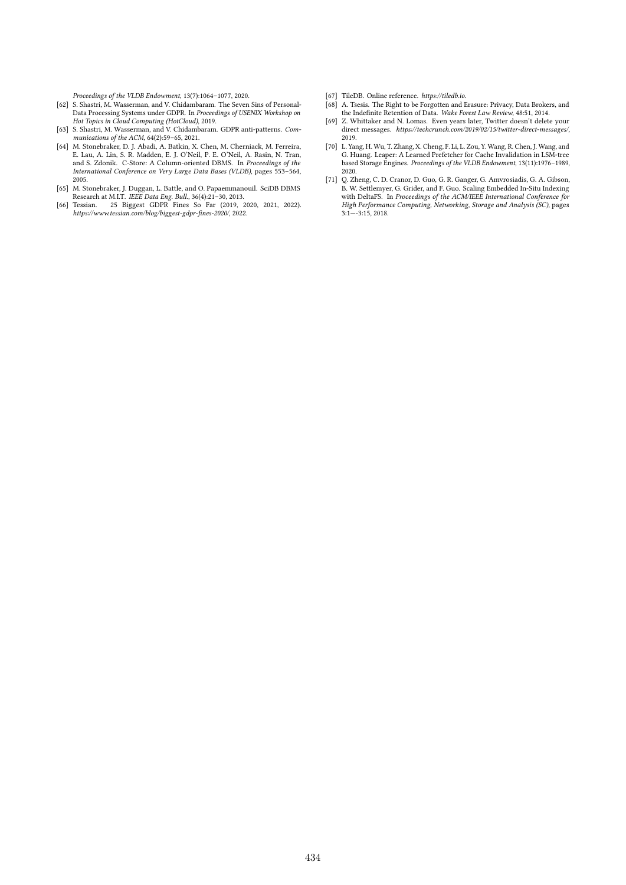*Proceedings of the VLDB Endowment*, 13(7):1064–1077, 2020.

[62] S. Shastri, M. Wasserman, and V. Chidambaram. The Seven Sins of Personal-Data Processing Systems under GDPR. In *Proceedings of USENIX Workshop on Hot Topics in Cloud Computing (HotCloud)*, 2019.

[63] S. Shastri, M. Wasserman, and V. Chidambaram. GDPR anti-patterns. *Communications of the ACM*, 64(2):59–65, 2021.

[64] M. Stonebraker, D. J. Abadi, A. Batkin, X. Chen, M. Cherniack, M. Ferreira, E. Lau, A. Lin, S. R. Madden, E. J. O'Neil, P. E. O'Neil, A. Rasin, N. Tran, and S. Zdonik. C-Store: A Column-oriented DBMS. In *Proceedings of the International Conference on Very Large Data Bases (VLDB)*, pages 553–564, 2005.

[65] M. Stonebraker, J. Duggan, L. Battle, and O. Papaemmanouil. SciDB DBMS Research at M.I.T. *IEEE Data Eng. Bull.*, 36(4):21–30, 2013.

[66] Tessian. 25 Biggest GDPR Fines So Far (2019, 2020, 2021, 2022). *https://www.tessian.com/blog/biggest-gdpr-fines-2020/*, 2022.

[67] TileDB. Online reference. *https://tiledb.io*.

[68] A. Tsesis. The Right to be Forgotten and Erasure: Privacy, Data Brokers, and the Indefinite Retention of Data. *Wake Forest Law Review*, 48:51, 2014.

[69] Z. Whittaker and N. Lomas. Even years later, Twitter doesn't delete your direct messages. *https://techcrunch.com/2019/02/15/twitter-direct-messages/*, 2019.

[70] L. Yang, H. Wu, T. Zhang, X. Cheng, F. Li, L. Zou, Y. Wang, R. Chen, J. Wang, and G. Huang. Leaper: A Learned Prefetcher for Cache Invalidation in LSM-tree based Storage Engines. *Proceedings of the VLDB Endowment*, 13(11):1976–1989, 2020.

[71] Q. Zheng, C. D. Cranor, D. Guo, G. R. Ganger, G. Amvrosiadis, G. A. Gibson, B. W. Settlemyer, G. Grider, and F. Guo. Scaling Embedded In-Situ Indexing with DeltaFS. In *Proceedings of the ACM/IEEE International Conference for High Performance Computing, Networking, Storage and Analysis (SC)*, pages 3:1—3:15, 2018.